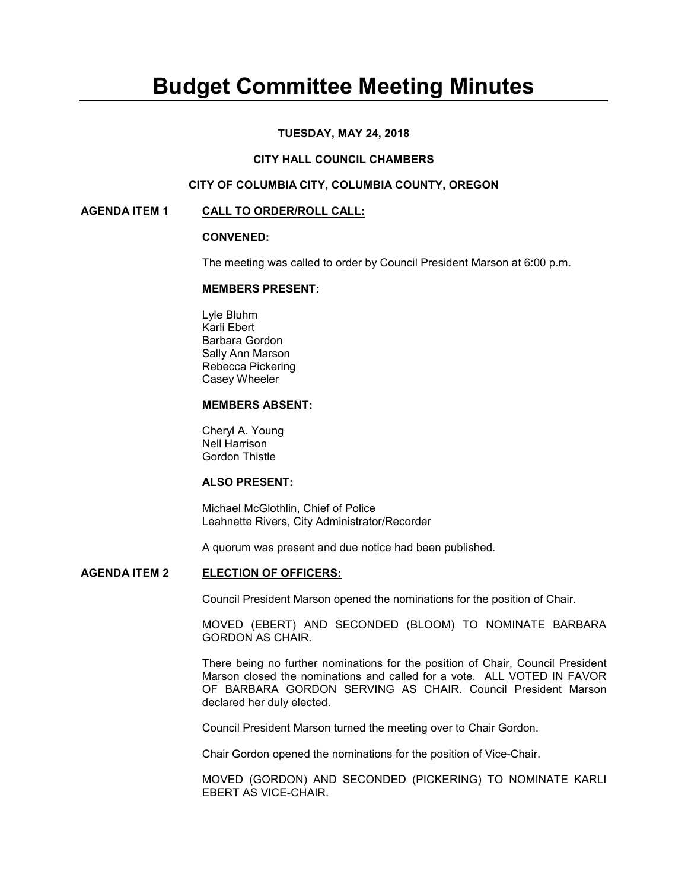# Budget Committee Meeting Minutes

**TUESDAY, MAY 24, 2018**

**CITY HALL COUNCIL CHAMBERS**

**CITY OF COLUMBIA CITY, COLUMBIA COUNTY, OREGON**

## AGENDA ITEM 1 CALL TO ORDER/ROLL CALL:

**CONVENED:**

The meeting was called to order by Council President Marson at 6:00 p.m.

**MEMBERS PRESENT:**

Lyle Bluhm
Karli Ebert
Barbara Gordon
Sally Ann Marson
Rebecca Pickering
Casey Wheeler

**MEMBERS ABSENT:**

Cheryl A. Young
Nell Harrison
Gordon Thistle

**ALSO PRESENT:**

Michael McGlothlin, Chief of Police
Leahnette Rivers, City Administrator/Recorder

A quorum was present and due notice had been published.

## AGENDA ITEM 2 ELECTION OF OFFICERS:

Council President Marson opened the nominations for the position of Chair.

MOVED (EBERT) AND SECONDED (BLOOM) TO NOMINATE BARBARA GORDON AS CHAIR.

There being no further nominations for the position of Chair, Council President Marson closed the nominations and called for a vote. ALL VOTED IN FAVOR OF BARBARA GORDON SERVING AS CHAIR. Council President Marson declared her duly elected.

Council President Marson turned the meeting over to Chair Gordon.

Chair Gordon opened the nominations for the position of Vice-Chair.

MOVED (GORDON) AND SECONDED (PICKERING) TO NOMINATE KARLI EBERT AS VICE-CHAIR.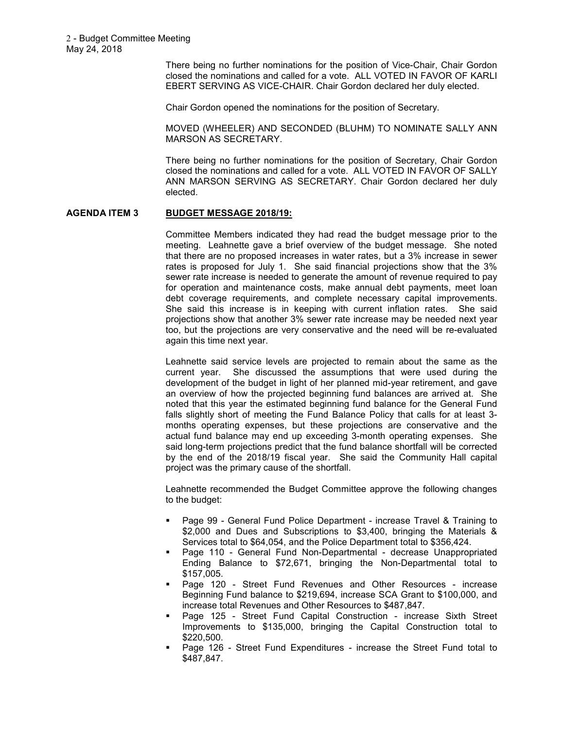There being no further nominations for the position of Vice-Chair, Chair Gordon closed the nominations and called for a vote. ALL VOTED IN FAVOR OF KARLI EBERT SERVING AS VICE-CHAIR. Chair Gordon declared her duly elected.

Chair Gordon opened the nominations for the position of Secretary.

MOVED (WHEELER) AND SECONDED (BLUHM) TO NOMINATE SALLY ANN MARSON AS SECRETARY.

There being no further nominations for the position of Secretary, Chair Gordon closed the nominations and called for a vote. ALL VOTED IN FAVOR OF SALLY ANN MARSON SERVING AS SECRETARY. Chair Gordon declared her duly elected.

**AGENDA ITEM 3 BUDGET MESSAGE 2018/19:**

Committee Members indicated they had read the budget message prior to the meeting. Leahnette gave a brief overview of the budget message. She noted that there are no proposed increases in water rates, but a 3% increase in sewer rates is proposed for July 1. She said financial projections show that the 3% sewer rate increase is needed to generate the amount of revenue required to pay for operation and maintenance costs, make annual debt payments, meet loan debt coverage requirements, and complete necessary capital improvements. She said this increase is in keeping with current inflation rates. She said projections show that another 3% sewer rate increase may be needed next year too, but the projections are very conservative and the need will be re-evaluated again this time next year.

Leahnette said service levels are projected to remain about the same as the current year. She discussed the assumptions that were used during the development of the budget in light of her planned mid-year retirement, and gave an overview of how the projected beginning fund balances are arrived at. She noted that this year the estimated beginning fund balance for the General Fund falls slightly short of meeting the Fund Balance Policy that calls for at least 3-months operating expenses, but these projections are conservative and the actual fund balance may end up exceeding 3-month operating expenses. She said long-term projections predict that the fund balance shortfall will be corrected by the end of the 2018/19 fiscal year. She said the Community Hall capital project was the primary cause of the shortfall.

Leahnette recommended the Budget Committee approve the following changes to the budget:

- Page 99 - General Fund Police Department - increase Travel & Training to $2,000 and Dues and Subscriptions to $3,400, bringing the Materials & Services total to $64,054, and the Police Department total to $356,424.
- Page 110 - General Fund Non-Departmental - decrease Unappropriated Ending Balance to $72,671, bringing the Non-Departmental total to $157,005.
- Page 120 - Street Fund Revenues and Other Resources - increase Beginning Fund balance to $219,694, increase SCA Grant to $100,000, and increase total Revenues and Other Resources to $487,847.
- Page 125 - Street Fund Capital Construction - increase Sixth Street Improvements to $135,000, bringing the Capital Construction total to $220,500.
- Page 126 - Street Fund Expenditures - increase the Street Fund total to $487,847.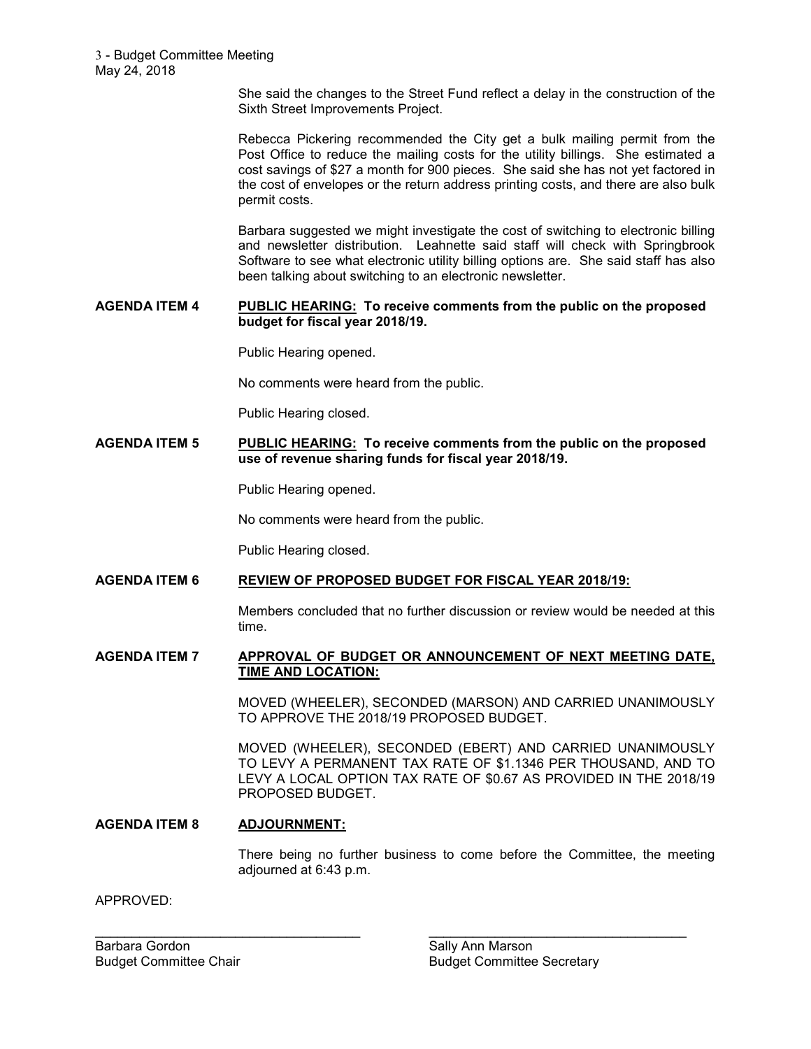She said the changes to the Street Fund reflect a delay in the construction of the Sixth Street Improvements Project.

Rebecca Pickering recommended the City get a bulk mailing permit from the Post Office to reduce the mailing costs for the utility billings. She estimated a cost savings of $27 a month for 900 pieces. She said she has not yet factored in the cost of envelopes or the return address printing costs, and there are also bulk permit costs.

Barbara suggested we might investigate the cost of switching to electronic billing and newsletter distribution. Leahnette said staff will check with Springbrook Software to see what electronic utility billing options are. She said staff has also been talking about switching to an electronic newsletter.

**AGENDA ITEM 4** **PUBLIC HEARING: To receive comments from the public on the proposed budget for fiscal year 2018/19.**

Public Hearing opened.

No comments were heard from the public.

Public Hearing closed.

**AGENDA ITEM 5** **PUBLIC HEARING: To receive comments from the public on the proposed use of revenue sharing funds for fiscal year 2018/19.**

Public Hearing opened.

No comments were heard from the public.

Public Hearing closed.

**AGENDA ITEM 6** **REVIEW OF PROPOSED BUDGET FOR FISCAL YEAR 2018/19:**

Members concluded that no further discussion or review would be needed at this time.

**AGENDA ITEM 7** **APPROVAL OF BUDGET OR ANNOUNCEMENT OF NEXT MEETING DATE, TIME AND LOCATION:**

MOVED (WHEELER), SECONDED (MARSON) AND CARRIED UNANIMOUSLY TO APPROVE THE 2018/19 PROPOSED BUDGET.

MOVED (WHEELER), SECONDED (EBERT) AND CARRIED UNANIMOUSLY TO LEVY A PERMANENT TAX RATE OF $1.1346 PER THOUSAND, AND TO LEVY A LOCAL OPTION TAX RATE OF $0.67 AS PROVIDED IN THE 2018/19 PROPOSED BUDGET.

**AGENDA ITEM 8** **ADJOURNMENT:**

There being no further business to come before the Committee, the meeting adjourned at 6:43 p.m.

APPROVED:

\_\_\_\_\_\_\_\_\_\_\_\_\_\_\_\_\_\_\_\_\_\_\_\_\_\_\_\_\_\_\_\_\_\_\_\_
Barbara Gordon
Budget Committee Chair

\_\_\_\_\_\_\_\_\_\_\_\_\_\_\_\_\_\_\_\_\_\_\_\_\_\_\_\_\_\_\_\_\_\_\_\_
Sally Ann Marson
Budget Committee Secretary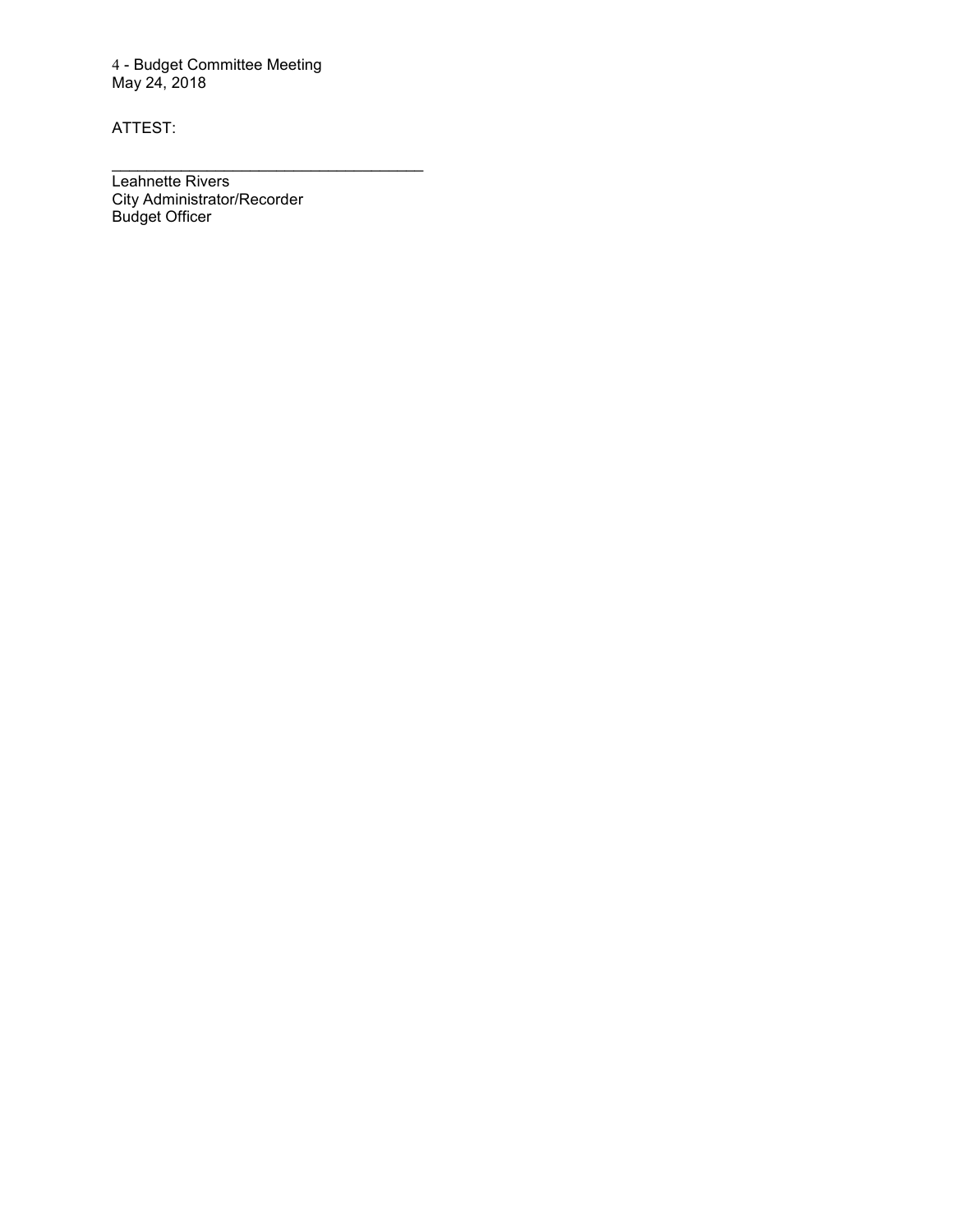ATTEST:

\_\_\_\_\_\_\_\_\_\_\_\_\_\_\_\_\_\_\_\_\_\_\_\_\_\_\_\_\_\_\_\_\_\_\_\_

Leahnette Rivers
City Administrator/Recorder
Budget Officer